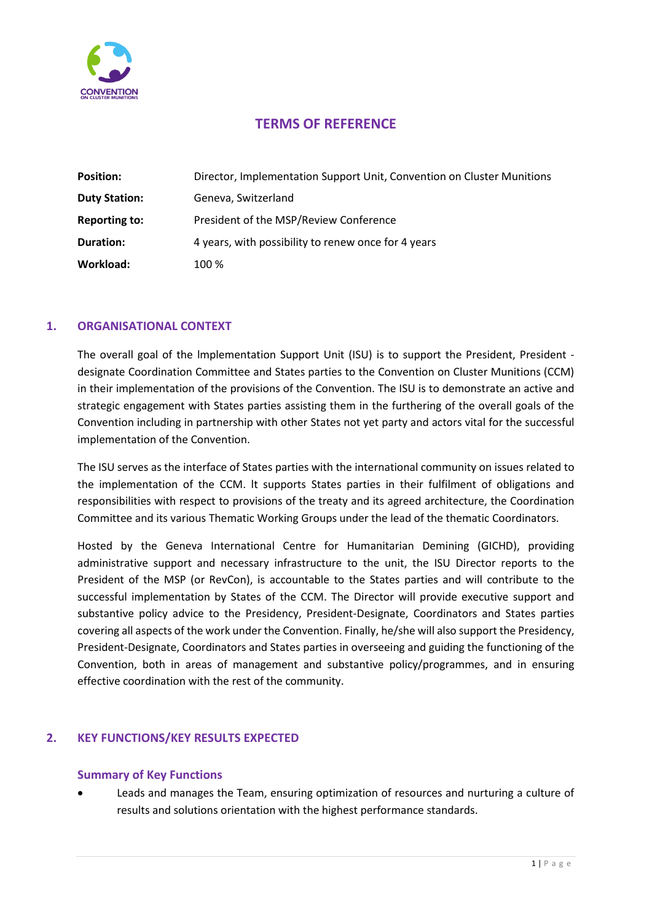# TERMS OF REFERENCE

| | |
|---|---|
| **Position:** | Director, Implementation Support Unit, Convention on Cluster Munitions |
| **Duty Station:** | Geneva, Switzerland |
| **Reporting to:** | President of the MSP/Review Conference |
| **Duration:** | 4 years, with possibility to renew once for 4 years |
| **Workload:** | 100 % |

## 1. ORGANISATIONAL CONTEXT

The overall goal of the Implementation Support Unit (ISU) is to support the President, President - designate Coordination Committee and States parties to the Convention on Cluster Munitions (CCM) in their implementation of the provisions of the Convention. The ISU is to demonstrate an active and strategic engagement with States parties assisting them in the furthering of the overall goals of the Convention including in partnership with other States not yet party and actors vital for the successful implementation of the Convention.

The ISU serves as the interface of States parties with the international community on issues related to the implementation of the CCM. It supports States parties in their fulfilment of obligations and responsibilities with respect to provisions of the treaty and its agreed architecture, the Coordination Committee and its various Thematic Working Groups under the lead of the thematic Coordinators.

Hosted by the Geneva International Centre for Humanitarian Demining (GICHD), providing administrative support and necessary infrastructure to the unit, the ISU Director reports to the President of the MSP (or RevCon), is accountable to the States parties and will contribute to the successful implementation by States of the CCM. The Director will provide executive support and substantive policy advice to the Presidency, President-Designate, Coordinators and States parties covering all aspects of the work under the Convention. Finally, he/she will also support the Presidency, President-Designate, Coordinators and States parties in overseeing and guiding the functioning of the Convention, both in areas of management and substantive policy/programmes, and in ensuring effective coordination with the rest of the community.

## 2. KEY FUNCTIONS/KEY RESULTS EXPECTED

### Summary of Key Functions

- Leads and manages the Team, ensuring optimization of resources and nurturing a culture of results and solutions orientation with the highest performance standards.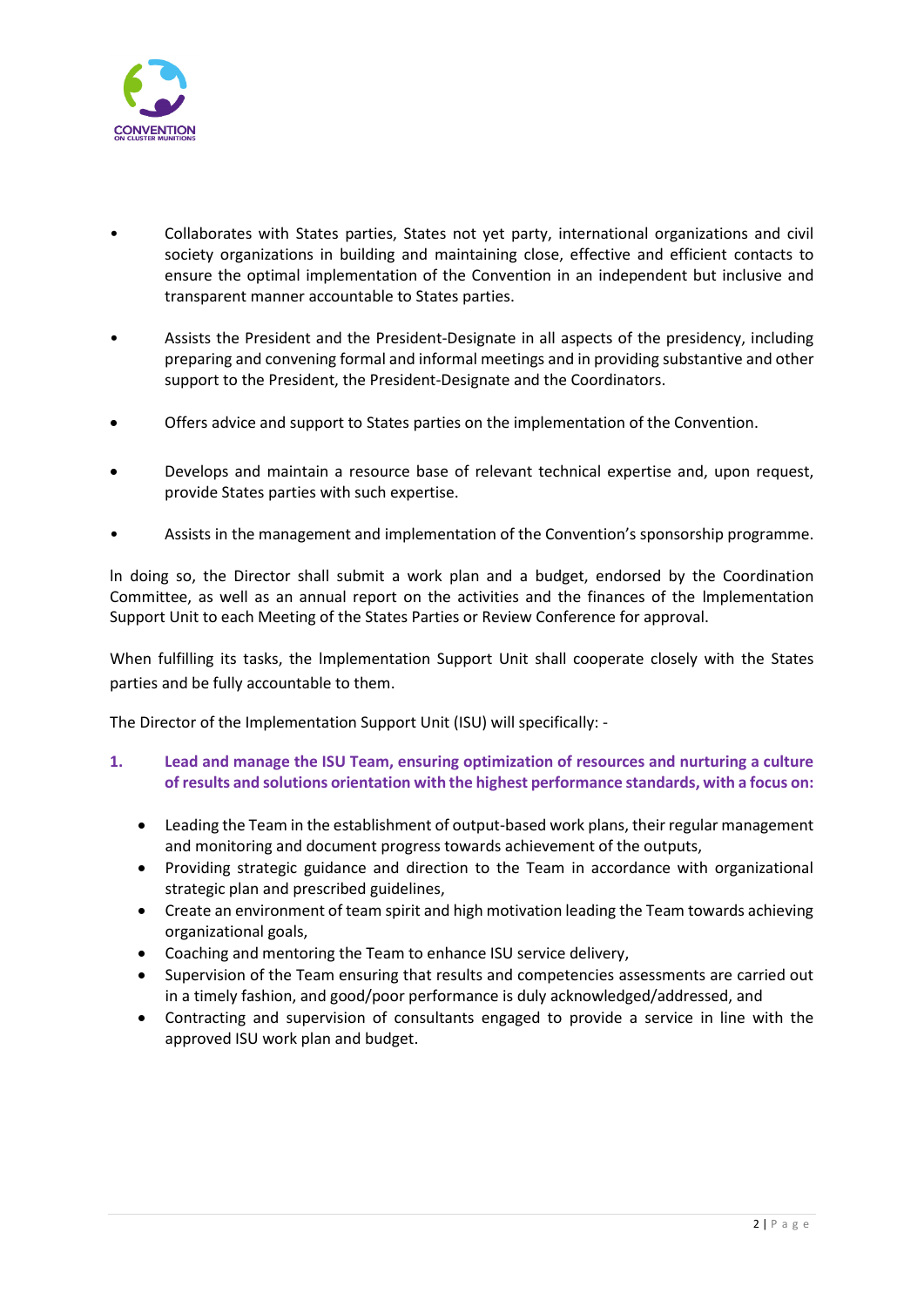- Collaborates with States parties, States not yet party, international organizations and civil society organizations in building and maintaining close, effective and efficient contacts to ensure the optimal implementation of the Convention in an independent but inclusive and transparent manner accountable to States parties.

- Assists the President and the President-Designate in all aspects of the presidency, including preparing and convening formal and informal meetings and in providing substantive and other support to the President, the President-Designate and the Coordinators.

- Offers advice and support to States parties on the implementation of the Convention.

- Develops and maintain a resource base of relevant technical expertise and, upon request, provide States parties with such expertise.

- Assists in the management and implementation of the Convention's sponsorship programme.

In doing so, the Director shall submit a work plan and a budget, endorsed by the Coordination Committee, as well as an annual report on the activities and the finances of the Implementation Support Unit to each Meeting of the States Parties or Review Conference for approval.

When fulfilling its tasks, the Implementation Support Unit shall cooperate closely with the States parties and be fully accountable to them.

The Director of the Implementation Support Unit (ISU) will specifically: -

**1. Lead and manage the ISU Team, ensuring optimization of resources and nurturing a culture of results and solutions orientation with the highest performance standards, with a focus on:**

- Leading the Team in the establishment of output-based work plans, their regular management and monitoring and document progress towards achievement of the outputs,
- Providing strategic guidance and direction to the Team in accordance with organizational strategic plan and prescribed guidelines,
- Create an environment of team spirit and high motivation leading the Team towards achieving organizational goals,
- Coaching and mentoring the Team to enhance ISU service delivery,
- Supervision of the Team ensuring that results and competencies assessments are carried out in a timely fashion, and good/poor performance is duly acknowledged/addressed, and
- Contracting and supervision of consultants engaged to provide a service in line with the approved ISU work plan and budget.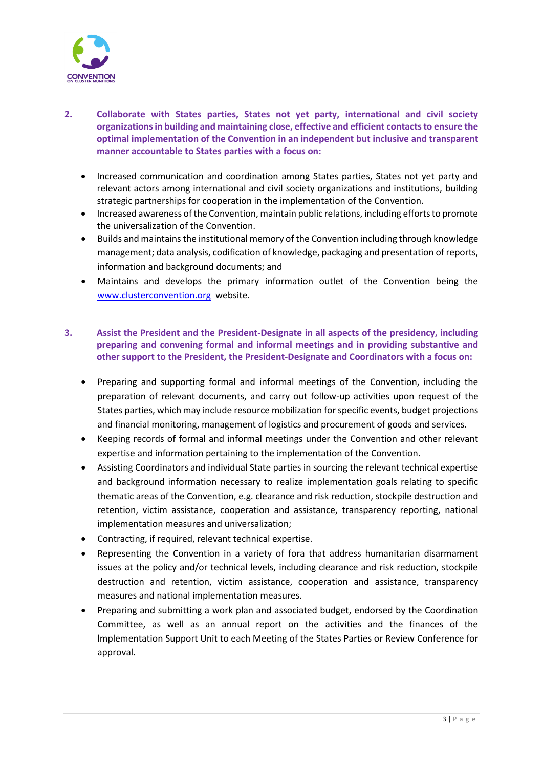**2. Collaborate with States parties, States not yet party, international and civil society organizations in building and maintaining close, effective and efficient contacts to ensure the optimal implementation of the Convention in an independent but inclusive and transparent manner accountable to States parties with a focus on:**

- Increased communication and coordination among States parties, States not yet party and relevant actors among international and civil society organizations and institutions, building strategic partnerships for cooperation in the implementation of the Convention.
- Increased awareness of the Convention, maintain public relations, including efforts to promote the universalization of the Convention.
- Builds and maintains the institutional memory of the Convention including through knowledge management; data analysis, codification of knowledge, packaging and presentation of reports, information and background documents; and
- Maintains and develops the primary information outlet of the Convention being the [www.clusterconvention.org](http://www.clusterconvention.org) website.

**3. Assist the President and the President-Designate in all aspects of the presidency, including preparing and convening formal and informal meetings and in providing substantive and other support to the President, the President-Designate and Coordinators with a focus on:**

- Preparing and supporting formal and informal meetings of the Convention, including the preparation of relevant documents, and carry out follow-up activities upon request of the States parties, which may include resource mobilization for specific events, budget projections and financial monitoring, management of logistics and procurement of goods and services.
- Keeping records of formal and informal meetings under the Convention and other relevant expertise and information pertaining to the implementation of the Convention.
- Assisting Coordinators and individual State parties in sourcing the relevant technical expertise and background information necessary to realize implementation goals relating to specific thematic areas of the Convention, e.g. clearance and risk reduction, stockpile destruction and retention, victim assistance, cooperation and assistance, transparency reporting, national implementation measures and universalization;
- Contracting, if required, relevant technical expertise.
- Representing the Convention in a variety of fora that address humanitarian disarmament issues at the policy and/or technical levels, including clearance and risk reduction, stockpile destruction and retention, victim assistance, cooperation and assistance, transparency measures and national implementation measures.
- Preparing and submitting a work plan and associated budget, endorsed by the Coordination Committee, as well as an annual report on the activities and the finances of the Implementation Support Unit to each Meeting of the States Parties or Review Conference for approval.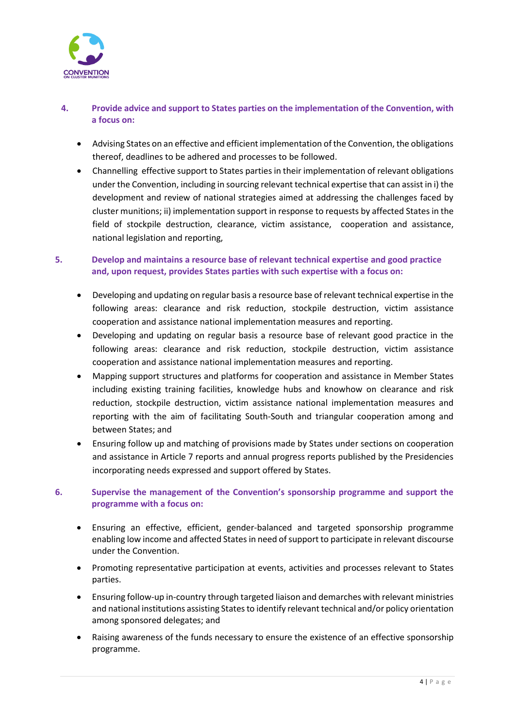4. **Provide advice and support to States parties on the implementation of the Convention, with a focus on:**

- Advising States on an effective and efficient implementation of the Convention, the obligations thereof, deadlines to be adhered and processes to be followed.
- Channelling effective support to States parties in their implementation of relevant obligations under the Convention, including in sourcing relevant technical expertise that can assist in i) the development and review of national strategies aimed at addressing the challenges faced by cluster munitions; ii) implementation support in response to requests by affected States in the field of stockpile destruction, clearance, victim assistance, cooperation and assistance, national legislation and reporting,

5. **Develop and maintains a resource base of relevant technical expertise and good practice and, upon request, provides States parties with such expertise with a focus on:**

- Developing and updating on regular basis a resource base of relevant technical expertise in the following areas: clearance and risk reduction, stockpile destruction, victim assistance cooperation and assistance national implementation measures and reporting.
- Developing and updating on regular basis a resource base of relevant good practice in the following areas: clearance and risk reduction, stockpile destruction, victim assistance cooperation and assistance national implementation measures and reporting.
- Mapping support structures and platforms for cooperation and assistance in Member States including existing training facilities, knowledge hubs and knowhow on clearance and risk reduction, stockpile destruction, victim assistance national implementation measures and reporting with the aim of facilitating South-South and triangular cooperation among and between States; and
- Ensuring follow up and matching of provisions made by States under sections on cooperation and assistance in Article 7 reports and annual progress reports published by the Presidencies incorporating needs expressed and support offered by States.

6. **Supervise the management of the Convention's sponsorship programme and support the programme with a focus on:**

- Ensuring an effective, efficient, gender-balanced and targeted sponsorship programme enabling low income and affected States in need of support to participate in relevant discourse under the Convention.
- Promoting representative participation at events, activities and processes relevant to States parties.
- Ensuring follow-up in-country through targeted liaison and demarches with relevant ministries and national institutions assisting States to identify relevant technical and/or policy orientation among sponsored delegates; and
- Raising awareness of the funds necessary to ensure the existence of an effective sponsorship programme.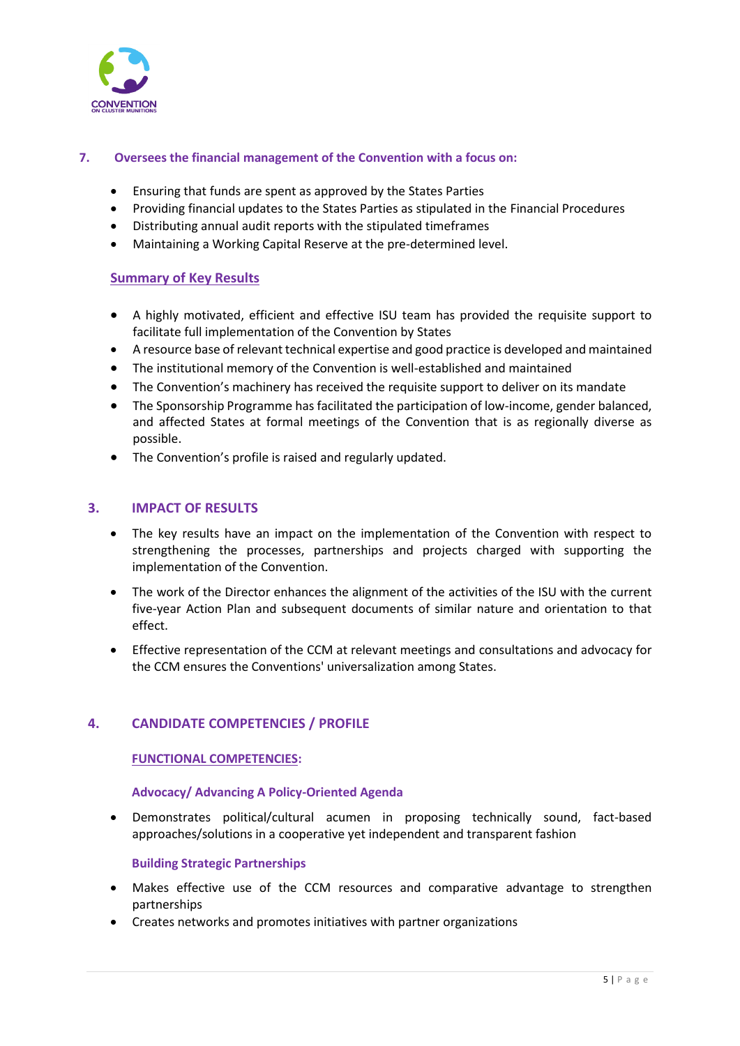### 7. Oversees the financial management of the Convention with a focus on:

- Ensuring that funds are spent as approved by the States Parties
- Providing financial updates to the States Parties as stipulated in the Financial Procedures
- Distributing annual audit reports with the stipulated timeframes
- Maintaining a Working Capital Reserve at the pre-determined level.

**Summary of Key Results**

- A highly motivated, efficient and effective ISU team has provided the requisite support to facilitate full implementation of the Convention by States
- A resource base of relevant technical expertise and good practice is developed and maintained
- The institutional memory of the Convention is well-established and maintained
- The Convention's machinery has received the requisite support to deliver on its mandate
- The Sponsorship Programme has facilitated the participation of low-income, gender balanced, and affected States at formal meetings of the Convention that is as regionally diverse as possible.
- The Convention's profile is raised and regularly updated.

## 3. IMPACT OF RESULTS

- The key results have an impact on the implementation of the Convention with respect to strengthening the processes, partnerships and projects charged with supporting the implementation of the Convention.
- The work of the Director enhances the alignment of the activities of the ISU with the current five-year Action Plan and subsequent documents of similar nature and orientation to that effect.
- Effective representation of the CCM at relevant meetings and consultations and advocacy for the CCM ensures the Conventions' universalization among States.

## 4. CANDIDATE COMPETENCIES / PROFILE

**FUNCTIONAL COMPETENCIES:**

**Advocacy/ Advancing A Policy-Oriented Agenda**

- Demonstrates political/cultural acumen in proposing technically sound, fact-based approaches/solutions in a cooperative yet independent and transparent fashion

**Building Strategic Partnerships**

- Makes effective use of the CCM resources and comparative advantage to strengthen partnerships
- Creates networks and promotes initiatives with partner organizations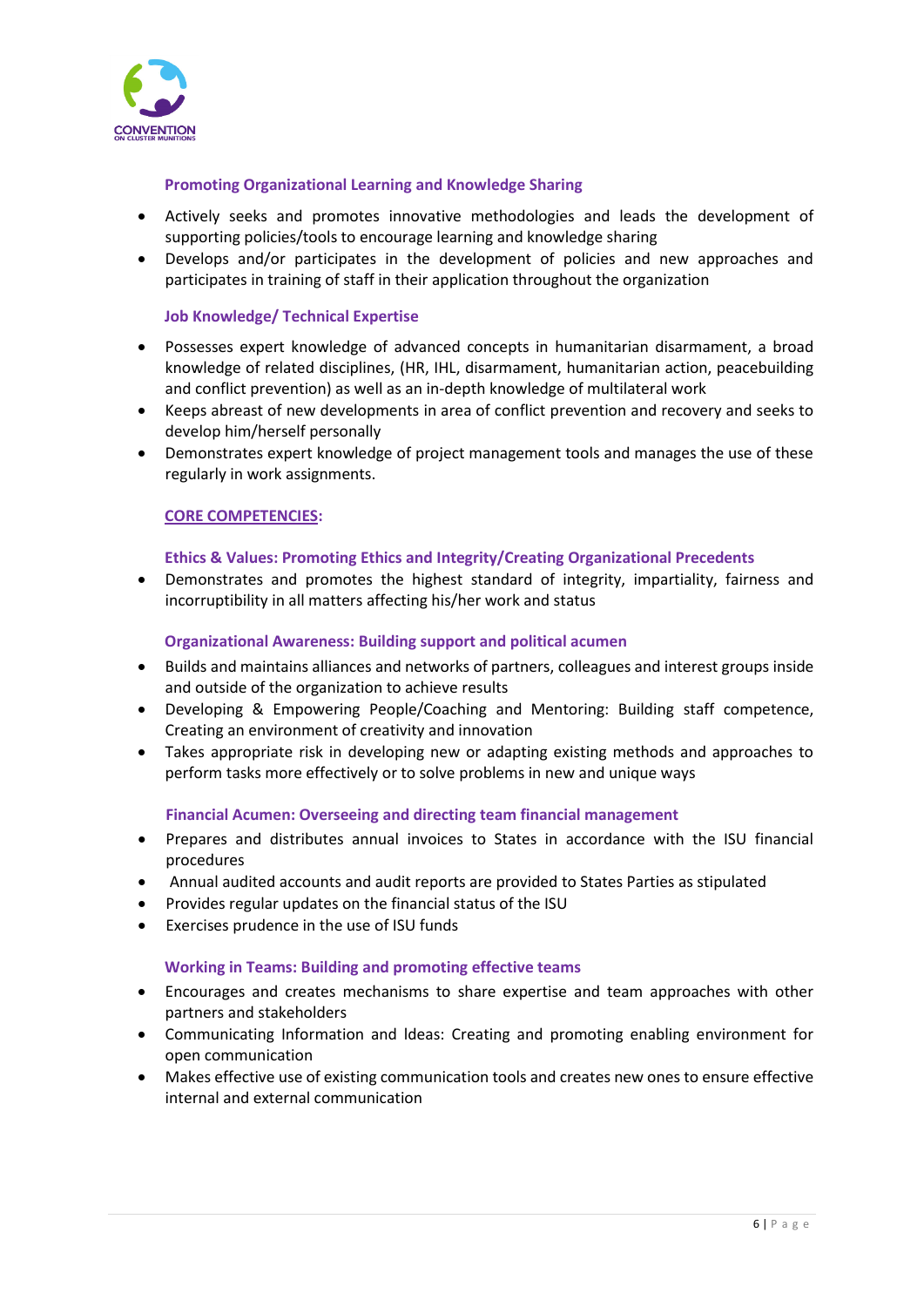#### Promoting Organizational Learning and Knowledge Sharing

- Actively seeks and promotes innovative methodologies and leads the development of supporting policies/tools to encourage learning and knowledge sharing
- Develops and/or participates in the development of policies and new approaches and participates in training of staff in their application throughout the organization

#### Job Knowledge/ Technical Expertise

- Possesses expert knowledge of advanced concepts in humanitarian disarmament, a broad knowledge of related disciplines, (HR, IHL, disarmament, humanitarian action, peacebuilding and conflict prevention) as well as an in-depth knowledge of multilateral work
- Keeps abreast of new developments in area of conflict prevention and recovery and seeks to develop him/herself personally
- Demonstrates expert knowledge of project management tools and manages the use of these regularly in work assignments.

### CORE COMPETENCIES:

#### Ethics & Values: Promoting Ethics and Integrity/Creating Organizational Precedents

- Demonstrates and promotes the highest standard of integrity, impartiality, fairness and incorruptibility in all matters affecting his/her work and status

#### Organizational Awareness: Building support and political acumen

- Builds and maintains alliances and networks of partners, colleagues and interest groups inside and outside of the organization to achieve results
- Developing & Empowering People/Coaching and Mentoring: Building staff competence, Creating an environment of creativity and innovation
- Takes appropriate risk in developing new or adapting existing methods and approaches to perform tasks more effectively or to solve problems in new and unique ways

#### Financial Acumen: Overseeing and directing team financial management

- Prepares and distributes annual invoices to States in accordance with the ISU financial procedures
- Annual audited accounts and audit reports are provided to States Parties as stipulated
- Provides regular updates on the financial status of the ISU
- Exercises prudence in the use of ISU funds

#### Working in Teams: Building and promoting effective teams

- Encourages and creates mechanisms to share expertise and team approaches with other partners and stakeholders
- Communicating Information and Ideas: Creating and promoting enabling environment for open communication
- Makes effective use of existing communication tools and creates new ones to ensure effective internal and external communication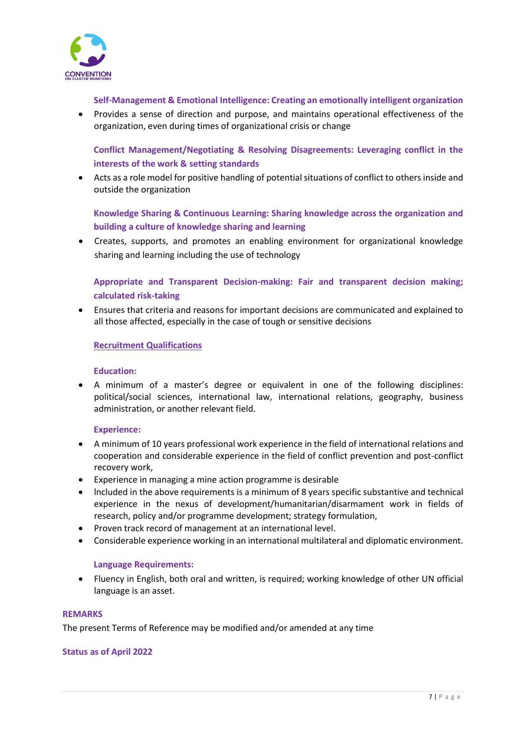**Self-Management & Emotional Intelligence: Creating an emotionally intelligent organization**

- Provides a sense of direction and purpose, and maintains operational effectiveness of the organization, even during times of organizational crisis or change

**Conflict Management/Negotiating & Resolving Disagreements: Leveraging conflict in the interests of the work & setting standards**

- Acts as a role model for positive handling of potential situations of conflict to others inside and outside the organization

**Knowledge Sharing & Continuous Learning: Sharing knowledge across the organization and building a culture of knowledge sharing and learning**

- Creates, supports, and promotes an enabling environment for organizational knowledge sharing and learning including the use of technology

**Appropriate and Transparent Decision-making: Fair and transparent decision making; calculated risk-taking**

- Ensures that criteria and reasons for important decisions are communicated and explained to all those affected, especially in the case of tough or sensitive decisions

## Recruitment Qualifications

**Education:**

- A minimum of a master's degree or equivalent in one of the following disciplines: political/social sciences, international law, international relations, geography, business administration, or another relevant field.

**Experience:**

- A minimum of 10 years professional work experience in the field of international relations and cooperation and considerable experience in the field of conflict prevention and post-conflict recovery work,
- Experience in managing a mine action programme is desirable
- Included in the above requirements is a minimum of 8 years specific substantive and technical experience in the nexus of development/humanitarian/disarmament work in fields of research, policy and/or programme development; strategy formulation,
- Proven track record of management at an international level.
- Considerable experience working in an international multilateral and diplomatic environment.

**Language Requirements:**

- Fluency in English, both oral and written, is required; working knowledge of other UN official language is an asset.

## REMARKS

The present Terms of Reference may be modified and/or amended at any time

**Status as of April 2022**